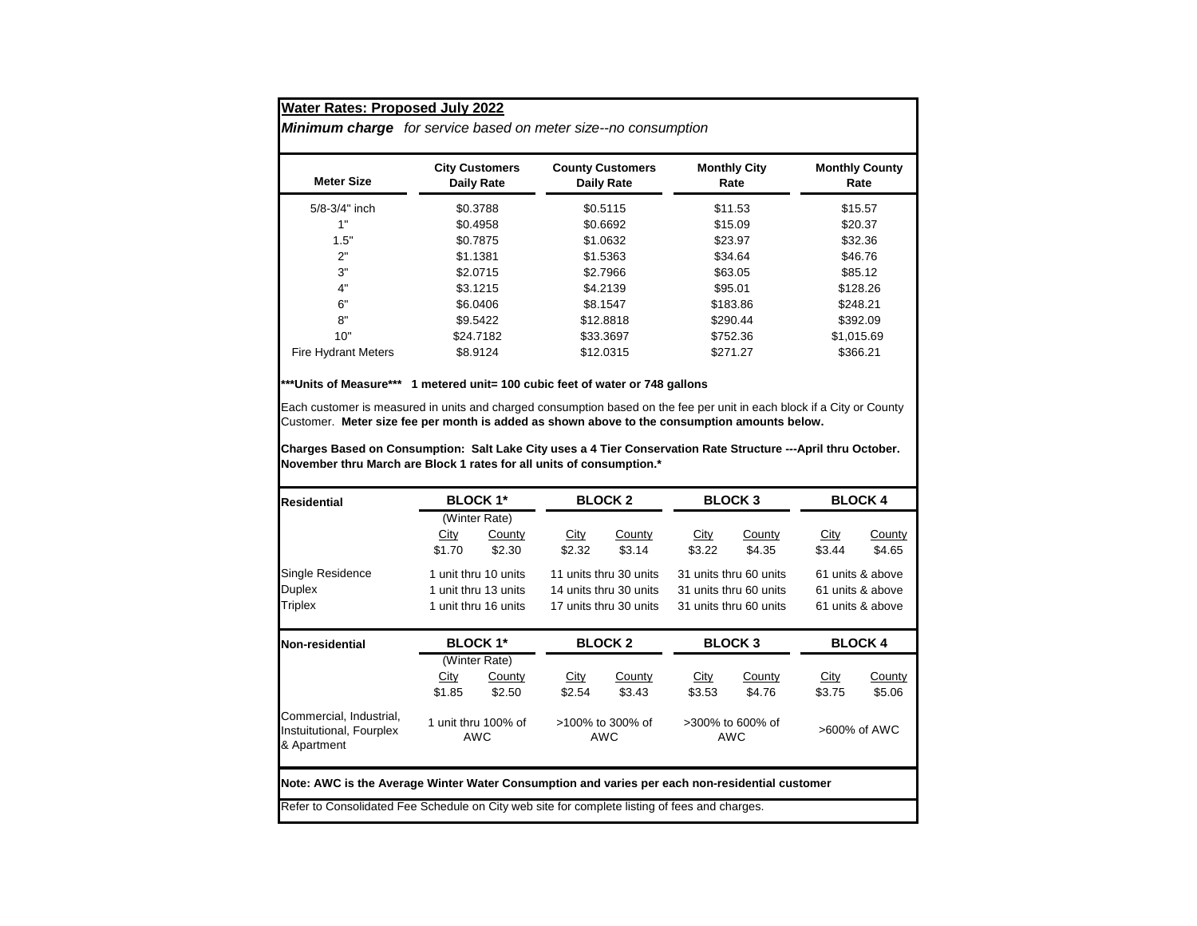## Water Rates: Proposed July 2022

***Minimum charge*** *for service based on meter size--no consumption*

| Meter Size | City Customers Daily Rate | County Customers Daily Rate | Monthly City Rate | Monthly County Rate |
|---|---|---|---|---|
| 5/8-3/4" inch | $0.3788 | $0.5115 | $11.53 | $15.57 |
| 1" | $0.4958 | $0.6692 | $15.09 | $20.37 |
| 1.5" | $0.7875 | $1.0632 | $23.97 | $32.36 |
| 2" | $1.1381 | $1.5363 | $34.64 | $46.76 |
| 3" | $2.0715 | $2.7966 | $63.05 | $85.12 |
| 4" | $3.1215 | $4.2139 | $95.01 | $128.26 |
| 6" | $6.0406 | $8.1547 | $183.86 | $248.21 |
| 8" | $9.5422 | $12.8818 | $290.44 | $392.09 |
| 10" | $24.7182 | $33.3697 | $752.36 | $1,015.69 |
| Fire Hydrant Meters | $8.9124 | $12.0315 | $271.27 | $366.21 |

**\*\*\*Units of Measure\*\*\* 1 metered unit= 100 cubic feet of water or 748 gallons**

Each customer is measured in units and charged consumption based on the fee per unit in each block if a City or County Customer. **Meter size fee per month is added as shown above to the consumption amounts below.**

**Charges Based on Consumption: Salt Lake City uses a 4 Tier Conservation Rate Structure ---April thru October. November thru March are Block 1 rates for all units of consumption.\***

| Residential | BLOCK 1* (Winter Rate) | | BLOCK 2 | | BLOCK 3 | | BLOCK 4 | |
|---|---|---|---|---|---|---|---|---|
| | City | County | City | County | City | County | City | County |
| | $1.70 | $2.30 | $2.32 | $3.14 | $3.22 | $4.35 | $3.44 | $4.65 |
| Single Residence | 1 unit thru 10 units | | 11 units thru 30 units | | 31 units thru 60 units | | 61 units & above | |
| Duplex | 1 unit thru 13 units | | 14 units thru 30 units | | 31 units thru 60 units | | 61 units & above | |
| Triplex | 1 unit thru 16 units | | 17 units thru 30 units | | 31 units thru 60 units | | 61 units & above | |

| Non-residential | BLOCK 1* (Winter Rate) | | BLOCK 2 | | BLOCK 3 | | BLOCK 4 | |
|---|---|---|---|---|---|---|---|---|
| | City | County | City | County | City | County | City | County |
| | $1.85 | $2.50 | $2.54 | $3.43 | $3.53 | $4.76 | $3.75 | $5.06 |
| Commercial, Industrial, Instuitutional, Fourplex & Apartment | 1 unit thru 100% of AWC | | >100% to 300% of AWC | | >300% to 600% of AWC | | >600% of AWC | |

**Note: AWC is the Average Winter Water Consumption and varies per each non-residential customer**

Refer to Consolidated Fee Schedule on City web site for complete listing of fees and charges.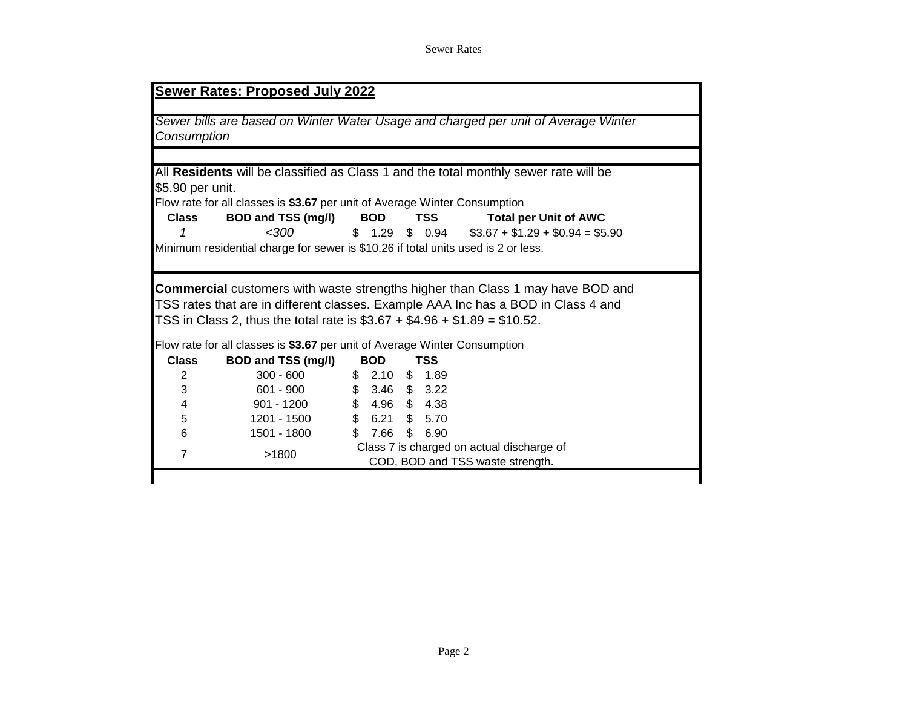## Sewer Rates: Proposed July 2022

*Sewer bills are based on Winter Water Usage and charged per unit of Average Winter Consumption*

All **Residents** will be classified as Class 1 and the total monthly sewer rate will be $5.90 per unit.

Flow rate for all classes is **$3.67** per unit of Average Winter Consumption

| Class | BOD and TSS (mg/l) | BOD | TSS | Total per Unit of AWC |
|---|---|---|---|---|
| *1* | *<300* | $ 1.29 | $ 0.94 | $3.67 + $1.29 + $0.94 = $5.90 |

Minimum residential charge for sewer is $10.26 if total units used is 2 or less.

**Commercial** customers with waste strengths higher than Class 1 may have BOD and TSS rates that are in different classes. Example AAA Inc has a BOD in Class 4 and TSS in Class 2, thus the total rate is $3.67 + $4.96 + $1.89 = $10.52.

Flow rate for all classes is **$3.67** per unit of Average Winter Consumption

| Class | BOD and TSS (mg/l) | BOD | TSS |
|---|---|---|---|
| 2 | 300 - 600 | $ 2.10 | $ 1.89 |
| 3 | 601 - 900 | $ 3.46 | $ 3.22 |
| 4 | 901 - 1200 | $ 4.96 | $ 4.38 |
| 5 | 1201 - 1500 | $ 6.21 | $ 5.70 |
| 6 | 1501 - 1800 | $ 7.66 | $ 6.90 |
| 7 | >1800 | Class 7 is charged on actual discharge of COD, BOD and TSS waste strength. | |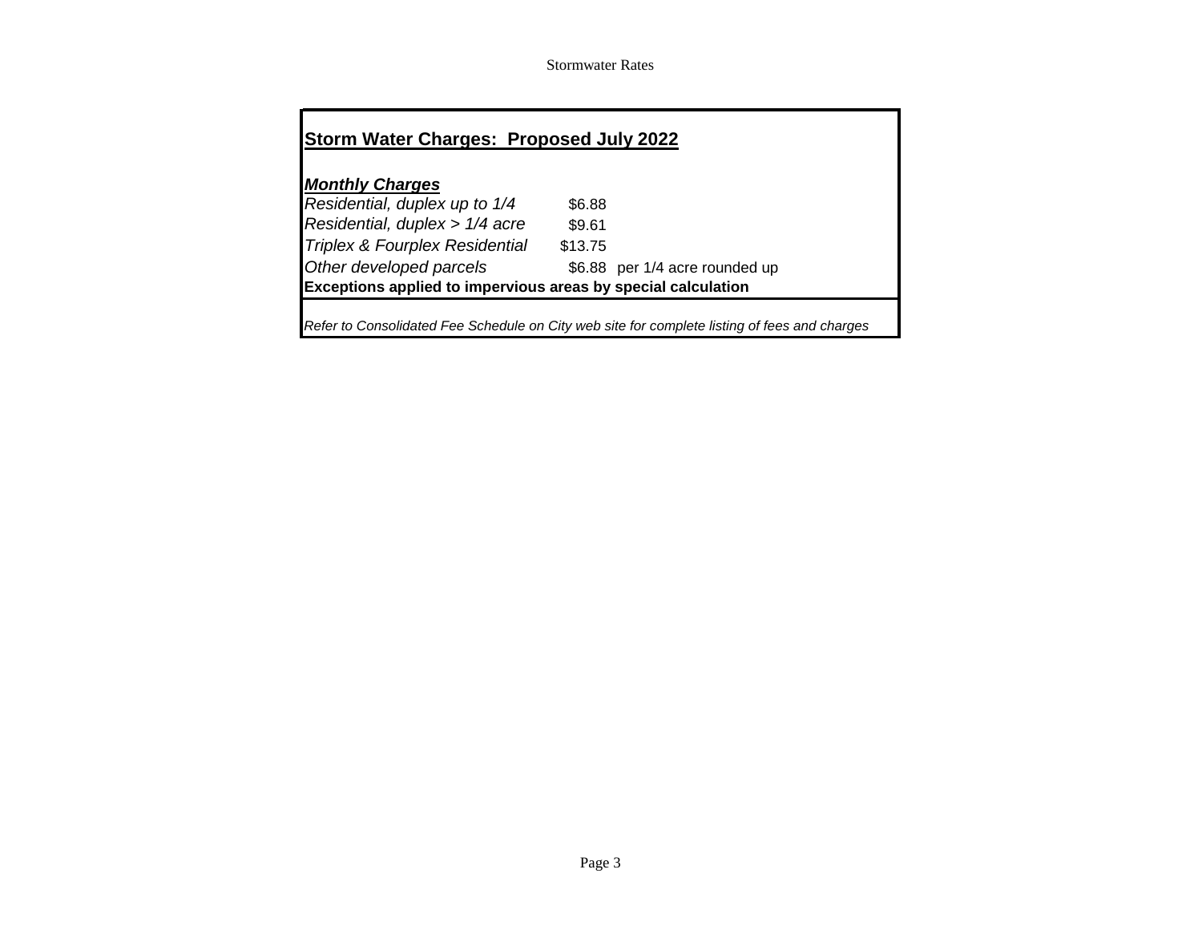## Storm Water Charges: Proposed July 2022

***Monthly Charges***

| | | |
|---|---|---|
| *Residential, duplex up to 1/4* | $6.88 | |
| *Residential, duplex > 1/4 acre* | $9.61 | |
| *Triplex & Fourplex Residential* | $13.75 | |
| *Other developed parcels* | $6.88 | per 1/4 acre rounded up |

**Exceptions applied to impervious areas by special calculation**

*Refer to Consolidated Fee Schedule on City web site for complete listing of fees and charges*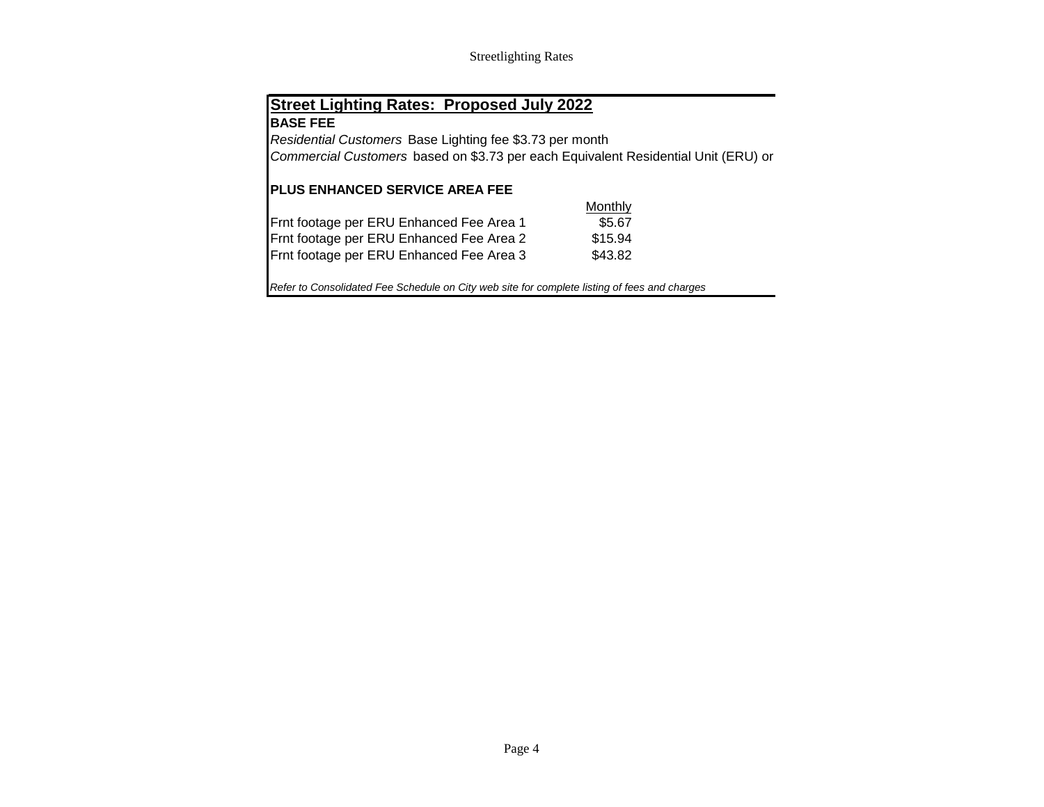## Street Lighting Rates: Proposed July 2022

**BASE FEE**

*Residential Customers* Base Lighting fee $3.73 per month

*Commercial Customers* based on $3.73 per each Equivalent Residential Unit (ERU) or

**PLUS ENHANCED SERVICE AREA FEE**

| | Monthly |
|---|---|
| Frnt footage per ERU Enhanced Fee Area 1 | $5.67 |
| Frnt footage per ERU Enhanced Fee Area 2 | $15.94 |
| Frnt footage per ERU Enhanced Fee Area 3 | $43.82 |

*Refer to Consolidated Fee Schedule on City web site for complete listing of fees and charges*